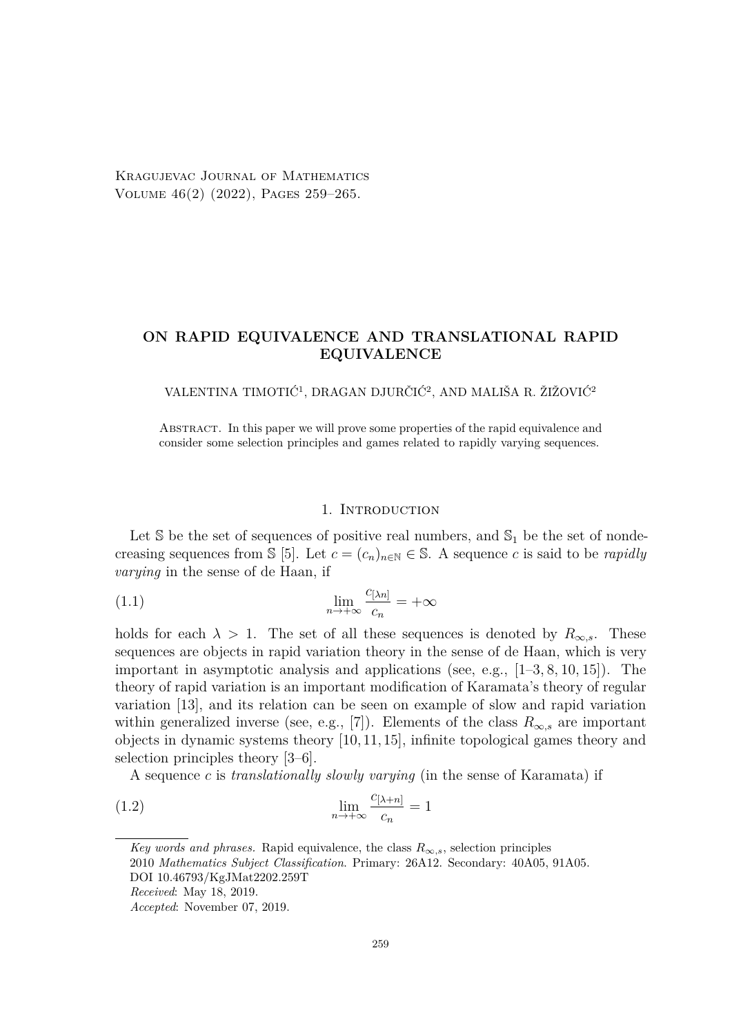# ON RAPID EQUIVALENCE AND TRANSLATIONAL RAPID EQUIVALENCE

VALENTINA TIMOTIĆ[1], DRAGAN DJURČIĆ[2], AND MALIŠA R. ŽIŽOVIĆ[2]

ABSTRACT. In this paper we will prove some properties of the rapid equivalence and consider some selection principles and games related to rapidly varying sequences.

## 1. Introduction

Let $\mathbb{S}$ be the set of sequences of positive real numbers, and $\mathbb{S}_1$ be the set of nondecreasing sequences from $\mathbb{S}$ [5]. Let $c = (c_n)_{n\in\mathbb{N}} \in \mathbb{S}$. A sequence $c$ is said to be *rapidly varying* in the sense of de Haan, if

$$\lim_{n\to+\infty} \frac{c_{[\lambda n]}}{c_n} = +\infty \tag{1.1}$$

holds for each $\lambda > 1$. The set of all these sequences is denoted by $R_{\infty,s}$. These sequences are objects in rapid variation theory in the sense of de Haan, which is very important in asymptotic analysis and applications (see, e.g., [1–3, 8, 10, 15]). The theory of rapid variation is an important modification of Karamata's theory of regular variation [13], and its relation can be seen on example of slow and rapid variation within generalized inverse (see, e.g., [7]). Elements of the class $R_{\infty,s}$ are important objects in dynamic systems theory [10, 11, 15], infinite topological games theory and selection principles theory [3–6].

A sequence $c$ is *translationally slowly varying* (in the sense of Karamata) if

$$\lim_{n\to+\infty} \frac{c_{[\lambda+n]}}{c_n} = 1 \tag{1.2}$$

---

*Key words and phrases.* Rapid equivalence, the class $R_{\infty,s}$, selection principles

2010 *Mathematics Subject Classification.* Primary: 26A12. Secondary: 40A05, 91A05.

DOI 10.46793/KgJMat2202.259T

*Received*: May 18, 2019.

*Accepted*: November 07, 2019.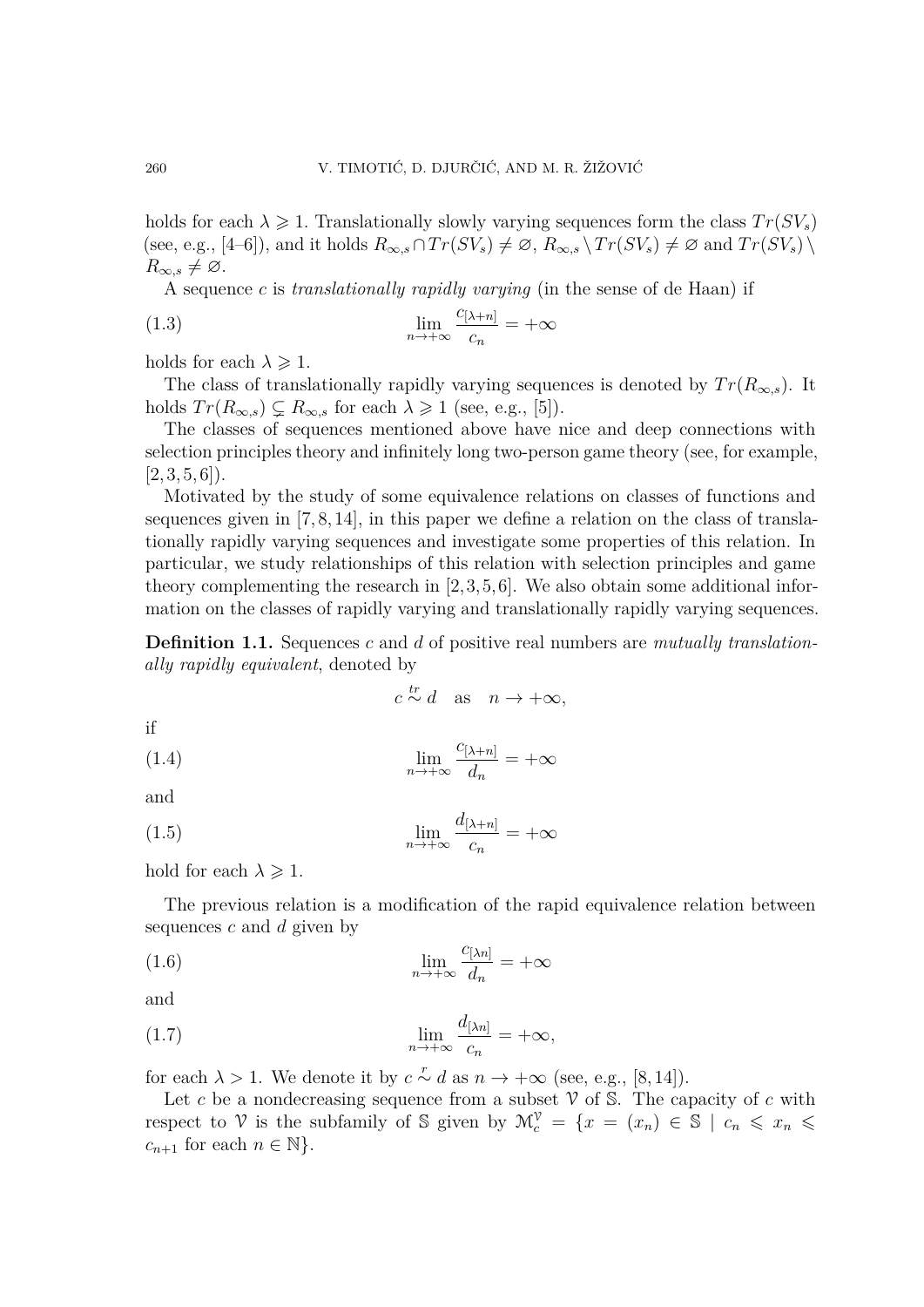holds for each $\lambda \geqslant 1$. Translationally slowly varying sequences form the class $Tr(SV_s)$ (see, e.g., [4–6]), and it holds $R_{\infty,s} \cap Tr(SV_s) \neq \varnothing$, $R_{\infty,s} \setminus Tr(SV_s) \neq \varnothing$ and $Tr(SV_s) \setminus R_{\infty,s} \neq \varnothing$.

A sequence $c$ is *translationally rapidly varying* (in the sense of de Haan) if

$$
\lim_{n\to+\infty} \frac{c_{[\lambda+n]}}{c_n} = +\infty \tag{1.3}
$$

holds for each $\lambda \geqslant 1$.

The class of translationally rapidly varying sequences is denoted by $Tr(R_{\infty,s})$. It holds $Tr(R_{\infty,s}) \subsetneq R_{\infty,s}$ for each $\lambda \geqslant 1$ (see, e.g., [5]).

The classes of sequences mentioned above have nice and deep connections with selection principles theory and infinitely long two-person game theory (see, for example, [2, 3, 5, 6]).

Motivated by the study of some equivalence relations on classes of functions and sequences given in [7, 8, 14], in this paper we define a relation on the class of translationally rapidly varying sequences and investigate some properties of this relation. In particular, we study relationships of this relation with selection principles and game theory complementing the research in [2, 3, 5, 6]. We also obtain some additional information on the classes of rapidly varying and translationally rapidly varying sequences.

**Definition 1.1.** Sequences $c$ and $d$ of positive real numbers are *mutually translationally rapidly equivalent*, denoted by

$$
c \overset{tr}{\sim} d \quad \text{as} \quad n \to +\infty,
$$

if

$$
\lim_{n\to+\infty} \frac{c_{[\lambda+n]}}{d_n} = +\infty \tag{1.4}
$$

and

$$
\lim_{n\to+\infty} \frac{d_{[\lambda+n]}}{c_n} = +\infty \tag{1.5}
$$

hold for each $\lambda \geqslant 1$.

The previous relation is a modification of the rapid equivalence relation between sequences $c$ and $d$ given by

$$
\lim_{n\to+\infty} \frac{c_{[\lambda n]}}{d_n} = +\infty \tag{1.6}
$$

and

$$
\lim_{n\to+\infty} \frac{d_{[\lambda n]}}{c_n} = +\infty, \tag{1.7}
$$

for each $\lambda > 1$. We denote it by $c \overset{r}{\sim} d$ as $n \to +\infty$ (see, e.g., [8, 14]).

Let $c$ be a nondecreasing sequence from a subset $\mathcal{V}$ of $\mathbb{S}$. The capacity of $c$ with respect to $\mathcal{V}$ is the subfamily of $\mathbb{S}$ given by $\mathcal{M}_c^{\mathcal{V}} = \{x = (x_n) \in \mathbb{S} \mid c_n \leqslant x_n \leqslant c_{n+1} \text{ for each } n \in \mathbb{N}\}$.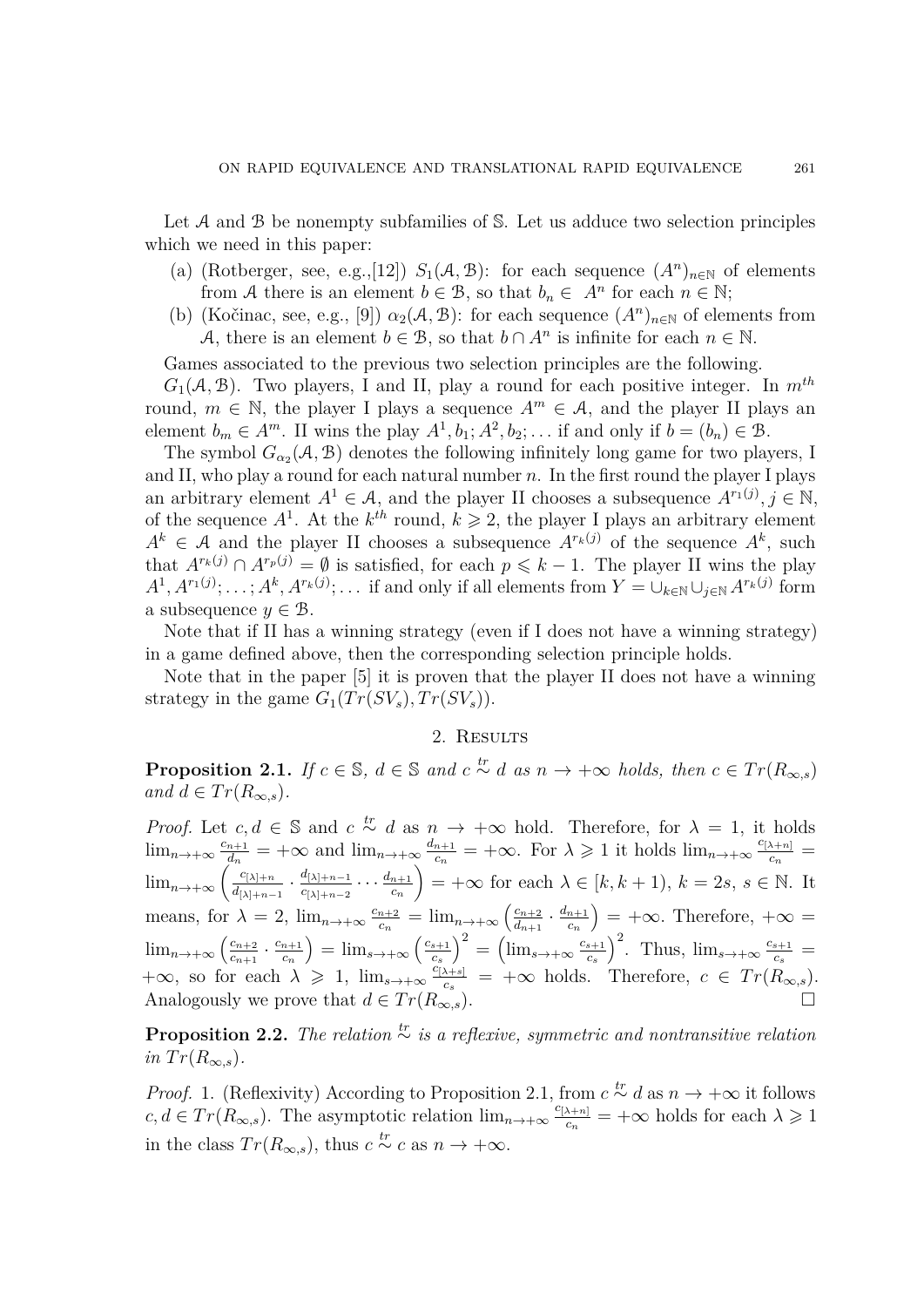Let $\mathcal{A}$ and $\mathcal{B}$ be nonempty subfamilies of $\mathbb{S}$. Let us adduce two selection principles which we need in this paper:

(a) (Rotberger, see, e.g.,[12]) $S_1(\mathcal{A}, \mathcal{B})$: for each sequence $(A^n)_{n\in\mathbb{N}}$ of elements from $\mathcal{A}$ there is an element $b \in \mathcal{B}$, so that $b_n \in A^n$ for each $n \in \mathbb{N}$;

(b) (Kočinac, see, e.g., [9]) $\alpha_2(\mathcal{A}, \mathcal{B})$: for each sequence $(A^n)_{n\in\mathbb{N}}$ of elements from $\mathcal{A}$, there is an element $b \in \mathcal{B}$, so that $b \cap A^n$ is infinite for each $n \in \mathbb{N}$.

Games associated to the previous two selection principles are the following.

$G_1(\mathcal{A}, \mathcal{B})$. Two players, I and II, play a round for each positive integer. In $m^{th}$ round, $m \in \mathbb{N}$, the player I plays a sequence $A^m \in \mathcal{A}$, and the player II plays an element $b_m \in A^m$. II wins the play $A^1, b_1; A^2, b_2; \ldots$ if and only if $b = (b_n) \in \mathcal{B}$.

The symbol $G_{\alpha_2}(\mathcal{A}, \mathcal{B})$ denotes the following infinitely long game for two players, I and II, who play a round for each natural number $n$. In the first round the player I plays an arbitrary element $A^1 \in \mathcal{A}$, and the player II chooses a subsequence $A^{r_1(j)}, j \in \mathbb{N}$, of the sequence $A^1$. At the $k^{th}$ round, $k \geqslant 2$, the player I plays an arbitrary element $A^k \in \mathcal{A}$ and the player II chooses a subsequence $A^{r_k(j)}$ of the sequence $A^k$, such that $A^{r_k(j)} \cap A^{r_p(j)} = \emptyset$ is satisfied, for each $p \leqslant k-1$. The player II wins the play $A^1, A^{r_1(j)}; \ldots; A^k, A^{r_k(j)}; \ldots$ if and only if all elements from $Y = \cup_{k\in\mathbb{N}} \cup_{j\in\mathbb{N}} A^{r_k(j)}$ form a subsequence $y \in \mathcal{B}$.

Note that if II has a winning strategy (even if I does not have a winning strategy) in a game defined above, then the corresponding selection principle holds.

Note that in the paper [5] it is proven that the player II does not have a winning strategy in the game $G_1(Tr(SV_s), Tr(SV_s))$.

## 2. Results

**Proposition 2.1.** *If $c \in \mathbb{S}$, $d \in \mathbb{S}$ and $c \overset{tr}{\sim} d$ as $n \to +\infty$ holds, then $c \in Tr(R_{\infty,s})$ and $d \in Tr(R_{\infty,s})$.*

*Proof.* Let $c, d \in \mathbb{S}$ and $c \overset{tr}{\sim} d$ as $n \to +\infty$ hold. Therefore, for $\lambda = 1$, it holds $\lim_{n\to+\infty} \frac{c_{n+1}}{d_n} = +\infty$ and $\lim_{n\to+\infty} \frac{d_{n+1}}{c_n} = +\infty$. For $\lambda \geqslant 1$ it holds $\lim_{n\to+\infty} \frac{c_{[\lambda+n]}}{c_n} = \lim_{n\to+\infty} \left( \frac{c_{[\lambda]+n}}{d_{[\lambda]+n-1}} \cdot \frac{d_{[\lambda]+n-1}}{c_{[\lambda]+n-2}} \cdots \frac{d_{n+1}}{c_n} \right) = +\infty$ for each $\lambda \in [k, k+1)$, $k = 2s$, $s \in \mathbb{N}$. It means, for $\lambda = 2$, $\lim_{n\to+\infty} \frac{c_{n+2}}{c_n} = \lim_{n\to+\infty} \left( \frac{c_{n+2}}{d_{n+1}} \cdot \frac{d_{n+1}}{c_n} \right) = +\infty$. Therefore, $+\infty = \lim_{n\to+\infty} \left( \frac{c_{n+2}}{c_{n+1}} \cdot \frac{c_{n+1}}{c_n} \right) = \lim_{s\to+\infty} \left( \frac{c_{s+1}}{c_s} \right)^2 = \left( \lim_{s\to+\infty} \frac{c_{s+1}}{c_s} \right)^2$. Thus, $\lim_{s\to+\infty} \frac{c_{s+1}}{c_s} = +\infty$, so for each $\lambda \geqslant 1$, $\lim_{s\to+\infty} \frac{c_{[\lambda+s]}}{c_s} = +\infty$ holds. Therefore, $c \in Tr(R_{\infty,s})$. Analogously we prove that $d \in Tr(R_{\infty,s})$. $\square$

**Proposition 2.2.** *The relation $\overset{tr}{\sim}$ is a reflexive, symmetric and nontransitive relation in $Tr(R_{\infty,s})$.*

*Proof.* 1. (Reflexivity) According to Proposition 2.1, from $c \overset{tr}{\sim} d$ as $n \to +\infty$ it follows $c, d \in Tr(R_{\infty,s})$. The asymptotic relation $\lim_{n\to+\infty} \frac{c_{[\lambda+n]}}{c_n} = +\infty$ holds for each $\lambda \geqslant 1$ in the class $Tr(R_{\infty,s})$, thus $c \overset{tr}{\sim} c$ as $n \to +\infty$.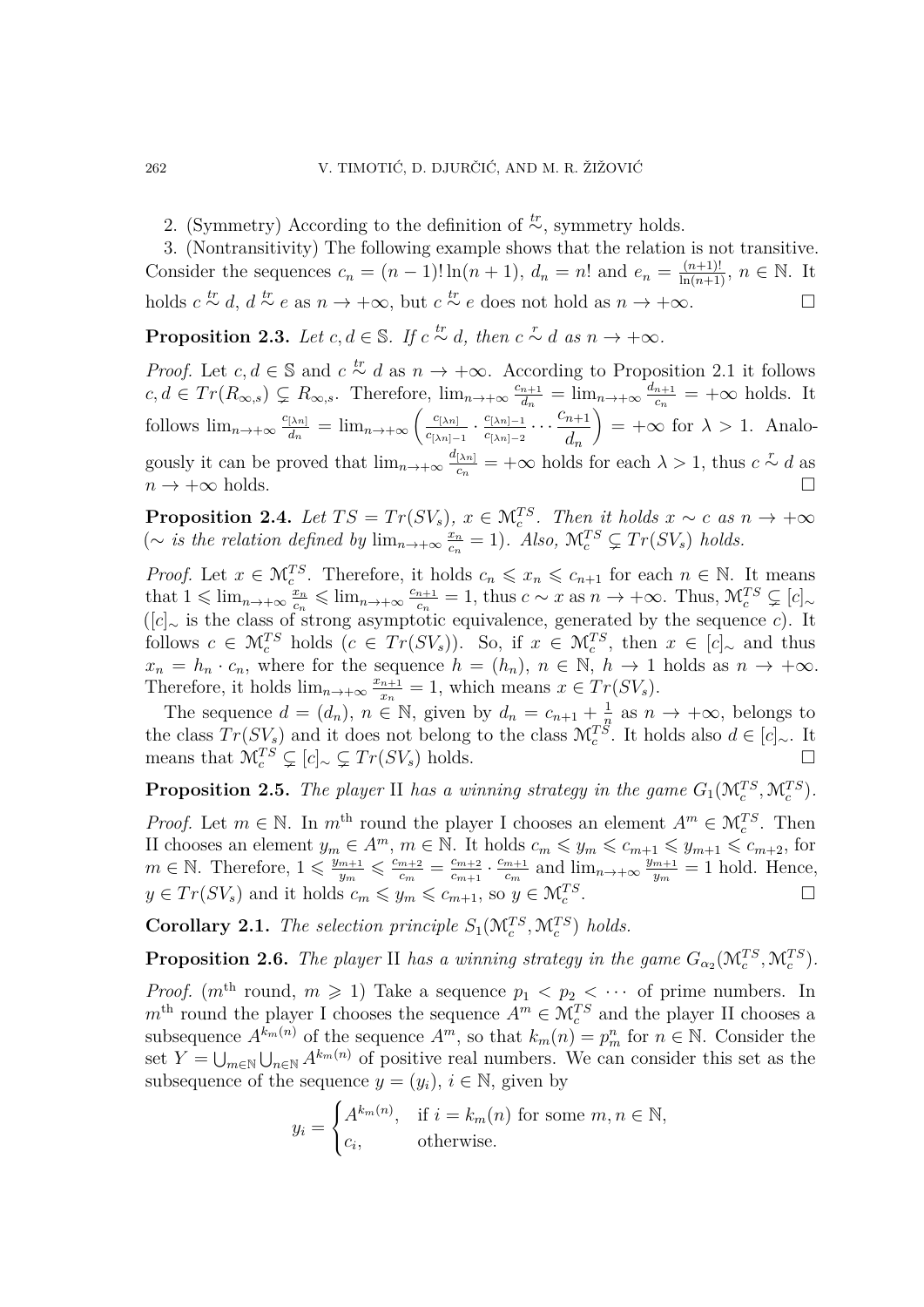2. (Symmetry) According to the definition of $\overset{tr}{\sim}$, symmetry holds.

3. (Nontransitivity) The following example shows that the relation is not transitive. Consider the sequences $c_n = (n-1)!\ln(n+1)$, $d_n = n!$ and $e_n = \frac{(n+1)!}{\ln(n+1)}$, $n \in \mathbb{N}$. It holds $c \overset{tr}{\sim} d$, $d \overset{tr}{\sim} e$ as $n \to +\infty$, but $c \overset{tr}{\sim} e$ does not hold as $n \to +\infty$. $\square$

**Proposition 2.3.** *Let $c, d \in \mathbb{S}$. If $c \overset{tr}{\sim} d$, then $c \overset{r}{\sim} d$ as $n \to +\infty$.*

*Proof.* Let $c, d \in \mathbb{S}$ and $c \overset{tr}{\sim} d$ as $n \to +\infty$. According to Proposition 2.1 it follows $c, d \in Tr(R_{\infty,s}) \subsetneq R_{\infty,s}$. Therefore, $\lim_{n\to+\infty} \frac{c_{n+1}}{d_n} = \lim_{n\to+\infty} \frac{d_{n+1}}{c_n} = +\infty$ holds. It follows $\lim_{n\to+\infty} \frac{c_{[\lambda n]}}{d_n} = \lim_{n\to+\infty} \left( \frac{c_{[\lambda n]}}{c_{[\lambda n]-1}} \cdot \frac{c_{[\lambda n]-1}}{c_{[\lambda n]-2}} \cdots \frac{c_{n+1}}{d_n} \right) = +\infty$ for $\lambda > 1$. Analogously it can be proved that $\lim_{n\to+\infty} \frac{d_{[\lambda n]}}{c_n} = +\infty$ holds for each $\lambda > 1$, thus $c \overset{r}{\sim} d$ as $n \to +\infty$ holds. $\square$

**Proposition 2.4.** *Let $TS = Tr(SV_s)$, $x \in \mathcal{M}_c^{TS}$. Then it holds $x \sim c$ as $n \to +\infty$ ($\sim$ is the relation defined by $\lim_{n\to+\infty} \frac{x_n}{c_n} = 1$). Also, $\mathcal{M}_c^{TS} \subsetneq Tr(SV_s)$ holds.*

*Proof.* Let $x \in \mathcal{M}_c^{TS}$. Therefore, it holds $c_n \leqslant x_n \leqslant c_{n+1}$ for each $n \in \mathbb{N}$. It means that $1 \leqslant \lim_{n\to+\infty} \frac{x_n}{c_n} \leqslant \lim_{n\to+\infty} \frac{c_{n+1}}{c_n} = 1$, thus $c \sim x$ as $n \to +\infty$. Thus, $\mathcal{M}_c^{TS} \subsetneq [c]_\sim$ ($[c]_\sim$ is the class of strong asymptotic equivalence, generated by the sequence $c$). It follows $c \in \mathcal{M}_c^{TS}$ holds ($c \in Tr(SV_s)$). So, if $x \in \mathcal{M}_c^{TS}$, then $x \in [c]_\sim$ and thus $x_n = h_n \cdot c_n$, where for the sequence $h = (h_n)$, $n \in \mathbb{N}$, $h \to 1$ holds as $n \to +\infty$. Therefore, it holds $\lim_{n\to+\infty} \frac{x_{n+1}}{x_n} = 1$, which means $x \in Tr(SV_s)$.

The sequence $d = (d_n)$, $n \in \mathbb{N}$, given by $d_n = c_{n+1} + \frac{1}{n}$ as $n \to +\infty$, belongs to the class $Tr(SV_s)$ and it does not belong to the class $\mathcal{M}_c^{TS}$. It holds also $d \in [c]_\sim$. It means that $\mathcal{M}_c^{TS} \subsetneq [c]_\sim \subsetneq Tr(SV_s)$ holds. $\square$

**Proposition 2.5.** *The player* II *has a winning strategy in the game $G_1(\mathcal{M}_c^{TS}, \mathcal{M}_c^{TS})$.*

*Proof.* Let $m \in \mathbb{N}$. In $m^{\text{th}}$ round the player I chooses an element $A^m \in \mathcal{M}_c^{TS}$. Then II chooses an element $y_m \in A^m$, $m \in \mathbb{N}$. It holds $c_m \leqslant y_m \leqslant c_{m+1} \leqslant y_{m+1} \leqslant c_{m+2}$, for $m \in \mathbb{N}$. Therefore, $1 \leqslant \frac{y_{m+1}}{y_m} \leqslant \frac{c_{m+2}}{c_m} = \frac{c_{m+2}}{c_{m+1}} \cdot \frac{c_{m+1}}{c_m}$ and $\lim_{n\to+\infty} \frac{y_{m+1}}{y_m} = 1$ hold. Hence, $y \in Tr(SV_s)$ and it holds $c_m \leqslant y_m \leqslant c_{m+1}$, so $y \in \mathcal{M}_c^{TS}$. $\square$

**Corollary 2.1.** *The selection principle $S_1(\mathcal{M}_c^{TS}, \mathcal{M}_c^{TS})$ holds.*

**Proposition 2.6.** *The player* II *has a winning strategy in the game $G_{\alpha_2}(\mathcal{M}_c^{TS}, \mathcal{M}_c^{TS})$.*

*Proof.* ($m^{\text{th}}$ round, $m \geqslant 1$) Take a sequence $p_1 < p_2 < \cdots$ of prime numbers. In $m^{\text{th}}$ round the player I chooses the sequence $A^m \in \mathcal{M}_c^{TS}$ and the player II chooses a subsequence $A^{k_m(n)}$ of the sequence $A^m$, so that $k_m(n) = p_m^n$ for $n \in \mathbb{N}$. Consider the set $Y = \bigcup_{m\in\mathbb{N}} \bigcup_{n\in\mathbb{N}} A^{k_m(n)}$ of positive real numbers. We can consider this set as the subsequence of the sequence $y = (y_i)$, $i \in \mathbb{N}$, given by

$$y_i = \begin{cases} A^{k_m(n)}, & \text{if } i = k_m(n) \text{ for some } m, n \in \mathbb{N}, \\ c_i, & \text{otherwise.} \end{cases}$$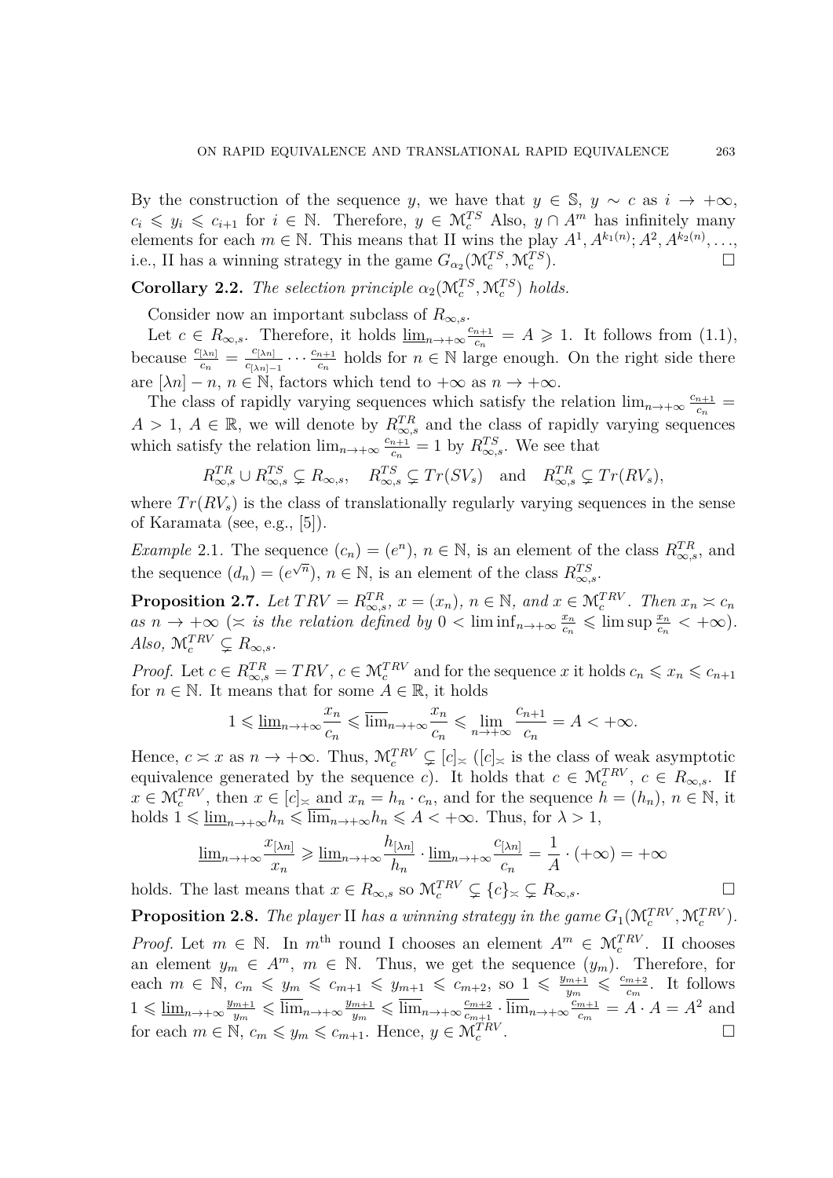By the construction of the sequence $y$, we have that $y \in \mathbb{S}$, $y \sim c$ as $i \to +\infty$, $c_i \leqslant y_i \leqslant c_{i+1}$ for $i \in \mathbb{N}$. Therefore, $y \in \mathcal{M}_c^{TS}$ Also, $y \cap A^m$ has infinitely many elements for each $m \in \mathbb{N}$. This means that II wins the play $A^1, A^{k_1(n)}; A^2, A^{k_2(n)}, \ldots$, i.e., II has a winning strategy in the game $G_{\alpha_2}(\mathcal{M}_c^{TS}, \mathcal{M}_c^{TS})$. $\square$

**Corollary 2.2.** *The selection principle $\alpha_2(\mathcal{M}_c^{TS}, \mathcal{M}_c^{TS})$ holds.*

Consider now an important subclass of $R_{\infty,s}$.

Let $c \in R_{\infty,s}$. Therefore, it holds $\underline{\lim}_{n\to+\infty} \frac{c_{n+1}}{c_n} = A \geqslant 1$. It follows from (1.1), because $\frac{c_{[\lambda n]}}{c_n} = \frac{c_{[\lambda n]}}{c_{[\lambda n]-1}} \cdots \frac{c_{n+1}}{c_n}$ holds for $n \in \mathbb{N}$ large enough. On the right side there are $[\lambda n] - n$, $n \in \mathbb{N}$, factors which tend to $+\infty$ as $n \to +\infty$.

The class of rapidly varying sequences which satisfy the relation $\lim_{n\to+\infty} \frac{c_{n+1}}{c_n} = A > 1$, $A \in \mathbb{R}$, we will denote by $R_{\infty,s}^{TR}$ and the class of rapidly varying sequences which satisfy the relation $\lim_{n\to+\infty} \frac{c_{n+1}}{c_n} = 1$ by $R_{\infty,s}^{TS}$. We see that

$$R_{\infty,s}^{TR} \cup R_{\infty,s}^{TS} \subsetneq R_{\infty,s}, \quad R_{\infty,s}^{TS} \subsetneq Tr(SV_s) \quad \text{and} \quad R_{\infty,s}^{TR} \subsetneq Tr(RV_s),$$

where $Tr(RV_s)$ is the class of translationally regularly varying sequences in the sense of Karamata (see, e.g., [5]).

*Example* 2.1. The sequence $(c_n) = (e^n)$, $n \in \mathbb{N}$, is an element of the class $R_{\infty,s}^{TR}$, and the sequence $(d_n) = (e^{\sqrt{n}})$, $n \in \mathbb{N}$, is an element of the class $R_{\infty,s}^{TS}$.

**Proposition 2.7.** *Let $TRV = R_{\infty,s}^{TR}$, $x = (x_n)$, $n \in \mathbb{N}$, and $x \in \mathcal{M}_c^{TRV}$. Then $x_n \asymp c_n$ as $n \to +\infty$ ($\asymp$ is the relation defined by $0 < \liminf_{n\to+\infty} \frac{x_n}{c_n} \leqslant \limsup \frac{x_n}{c_n} < +\infty$). Also, $\mathcal{M}_c^{TRV} \subsetneq R_{\infty,s}$.*

*Proof.* Let $c \in R_{\infty,s}^{TR} = TRV$, $c \in \mathcal{M}_c^{TRV}$ and for the sequence $x$ it holds $c_n \leqslant x_n \leqslant c_{n+1}$ for $n \in \mathbb{N}$. It means that for some $A \in \mathbb{R}$, it holds

$$1 \leqslant \underline{\lim}_{n\to+\infty} \frac{x_n}{c_n} \leqslant \overline{\lim}_{n\to+\infty} \frac{x_n}{c_n} \leqslant \lim_{n\to+\infty} \frac{c_{n+1}}{c_n} = A < +\infty.$$

Hence, $c \asymp x$ as $n \to +\infty$. Thus, $\mathcal{M}_c^{TRV} \subsetneq [c]_\asymp$ ($[c]_\asymp$ is the class of weak asymptotic equivalence generated by the sequence $c$). It holds that $c \in \mathcal{M}_c^{TRV}$, $c \in R_{\infty,s}$. If $x \in \mathcal{M}_c^{TRV}$, then $x \in [c]_\asymp$ and $x_n = h_n \cdot c_n$, and for the sequence $h = (h_n)$, $n \in \mathbb{N}$, it holds $1 \leqslant \underline{\lim}_{n\to+\infty} h_n \leqslant \overline{\lim}_{n\to+\infty} h_n \leqslant A < +\infty$. Thus, for $\lambda > 1$,

$$\underline{\lim}_{n\to+\infty} \frac{x_{[\lambda n]}}{x_n} \geqslant \underline{\lim}_{n\to+\infty} \frac{h_{[\lambda n]}}{h_n} \cdot \underline{\lim}_{n\to+\infty} \frac{c_{[\lambda n]}}{c_n} = \frac{1}{A} \cdot (+\infty) = +\infty$$

holds. The last means that $x \in R_{\infty,s}$ so $\mathcal{M}_c^{TRV} \subsetneq \{c\}_\asymp \subsetneq R_{\infty,s}$. $\square$

**Proposition 2.8.** *The player* II *has a winning strategy in the game $G_1(\mathcal{M}_c^{TRV}, \mathcal{M}_c^{TRV})$.*

*Proof.* Let $m \in \mathbb{N}$. In $m^{\text{th}}$ round I chooses an element $A^m \in \mathcal{M}_c^{TRV}$. II chooses an element $y_m \in A^m$, $m \in \mathbb{N}$. Thus, we get the sequence $(y_m)$. Therefore, for each $m \in \mathbb{N}$, $c_m \leqslant y_m \leqslant c_{m+1} \leqslant y_{m+1} \leqslant c_{m+2}$, so $1 \leqslant \frac{y_{m+1}}{y_m} \leqslant \frac{c_{m+2}}{c_m}$. It follows $1 \leqslant \underline{\lim}_{n\to+\infty} \frac{y_{m+1}}{y_m} \leqslant \overline{\lim}_{n\to+\infty} \frac{y_{m+1}}{y_m} \leqslant \overline{\lim}_{n\to+\infty} \frac{c_{m+2}}{c_{m+1}} \cdot \overline{\lim}_{n\to+\infty} \frac{c_{m+1}}{c_m} = A \cdot A = A^2$ and for each $m \in \mathbb{N}$, $c_m \leqslant y_m \leqslant c_{m+1}$. Hence, $y \in \mathcal{M}_c^{TRV}$. $\square$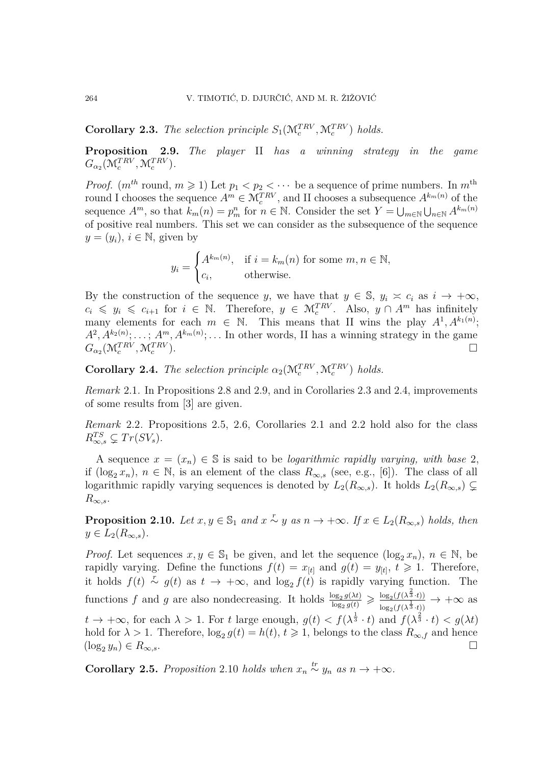**Corollary 2.3.** *The selection principle $S_1(\mathcal{M}_c^{TRV}, \mathcal{M}_c^{TRV})$ holds.*

**Proposition 2.9.** *The player* II *has a winning strategy in the game $G_{\alpha_2}(\mathcal{M}_c^{TRV}, \mathcal{M}_c^{TRV})$.*

*Proof.* ($m^{th}$ round, $m \geqslant 1$) Let $p_1 < p_2 < \cdots$ be a sequence of prime numbers. In $m^{\text{th}}$ round I chooses the sequence $A^m \in \mathcal{M}_c^{TRV}$, and II chooses a subsequence $A^{k_m(n)}$ of the sequence $A^m$, so that $k_m(n) = p_m^n$ for $n \in \mathbb{N}$. Consider the set $Y = \bigcup_{m\in\mathbb{N}} \bigcup_{n\in\mathbb{N}} A^{k_m(n)}$ of positive real numbers. This set we can consider as the subsequence of the sequence $y = (y_i)$, $i \in \mathbb{N}$, given by

$$y_i = \begin{cases} A^{k_m(n)}, & \text{if } i = k_m(n) \text{ for some } m, n \in \mathbb{N}, \\ c_i, & \text{otherwise.} \end{cases}$$

By the construction of the sequence $y$, we have that $y \in \mathbb{S}$, $y_i \asymp c_i$ as $i \to +\infty$, $c_i \leqslant y_i \leqslant c_{i+1}$ for $i \in \mathbb{N}$. Therefore, $y \in \mathcal{M}_c^{TRV}$. Also, $y \cap A^m$ has infinitely many elements for each $m \in \mathbb{N}$. This means that II wins the play $A^1, A^{k_1(n)}$; $A^2, A^{k_2(n)}; \ldots; A^m, A^{k_m(n)}; \ldots$ In other words, II has a winning strategy in the game $G_{\alpha_2}(\mathcal{M}_c^{TRV}, \mathcal{M}_c^{TRV})$. □

**Corollary 2.4.** *The selection principle $\alpha_2(\mathcal{M}_c^{TRV}, \mathcal{M}_c^{TRV})$ holds.*

*Remark* 2.1. In Propositions 2.8 and 2.9, and in Corollaries 2.3 and 2.4, improvements of some results from [3] are given.

*Remark* 2.2. Propositions 2.5, 2.6, Corollaries 2.1 and 2.2 hold also for the class $R_{\infty,s}^{TS} \subsetneq Tr(SV_s)$.

A sequence $x = (x_n) \in \mathbb{S}$ is said to be *logarithmic rapidly varying, with base* 2, if $(\log_2 x_n)$, $n \in \mathbb{N}$, is an element of the class $R_{\infty,s}$ (see, e.g., [6]). The class of all logarithmic rapidly varying sequences is denoted by $L_2(R_{\infty,s})$. It holds $L_2(R_{\infty,s}) \subsetneq R_{\infty,s}$.

**Proposition 2.10.** *Let $x, y \in \mathbb{S}_1$ and $x \overset{r}{\sim} y$ as $n \to +\infty$. If $x \in L_2(R_{\infty,s})$ holds, then $y \in L_2(R_{\infty,s})$.*

*Proof.* Let sequences $x, y \in \mathbb{S}_1$ be given, and let the sequence $(\log_2 x_n)$, $n \in \mathbb{N}$, be rapidly varying. Define the functions $f(t) = x_{[t]}$ and $g(t) = y_{[t]}$, $t \geqslant 1$. Therefore, it holds $f(t) \overset{r}{\sim} g(t)$ as $t \to +\infty$, and $\log_2 f(t)$ is rapidly varying function. The functions $f$ and $g$ are also nondecreasing. It holds $\frac{\log_2 g(\lambda t)}{\log_2 g(t)} \geqslant \frac{\log_2(f(\lambda^{\frac{2}{3}} \cdot t))}{\log_2(f(\lambda^{\frac{1}{3}} \cdot t))} \to +\infty$ as $t \to +\infty$, for each $\lambda > 1$. For $t$ large enough, $g(t) < f(\lambda^{\frac{1}{3}} \cdot t)$ and $f(\lambda^{\frac{2}{3}} \cdot t) < g(\lambda t)$ hold for $\lambda > 1$. Therefore, $\log_2 g(t) = h(t)$, $t \geqslant 1$, belongs to the class $R_{\infty,f}$ and hence $(\log_2 y_n) \in R_{\infty,s}$. □

**Corollary 2.5.** *Proposition* 2.10 *holds when $x_n \overset{tr}{\sim} y_n$ as $n \to +\infty$.*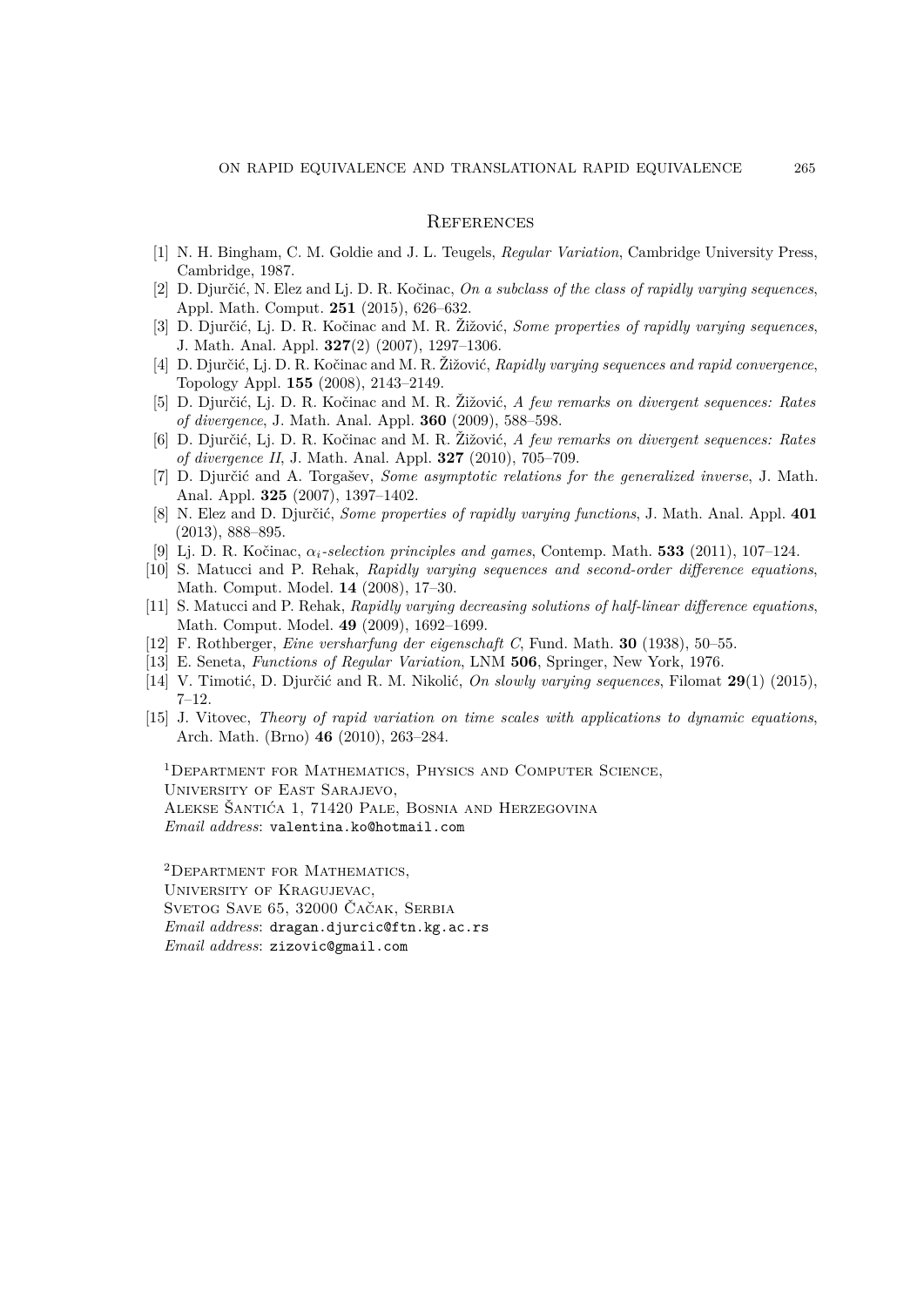## References

[1] N. H. Bingham, C. M. Goldie and J. L. Teugels, *Regular Variation*, Cambridge University Press, Cambridge, 1987.

[2] D. Djurčić, N. Elez and Lj. D. R. Kočinac, *On a subclass of the class of rapidly varying sequences*, Appl. Math. Comput. **251** (2015), 626–632.

[3] D. Djurčić, Lj. D. R. Kočinac and M. R. Žižović, *Some properties of rapidly varying sequences*, J. Math. Anal. Appl. **327**(2) (2007), 1297–1306.

[4] D. Djurčić, Lj. D. R. Kočinac and M. R. Žižović, *Rapidly varying sequences and rapid convergence*, Topology Appl. **155** (2008), 2143–2149.

[5] D. Djurčić, Lj. D. R. Kočinac and M. R. Žižović, *A few remarks on divergent sequences: Rates of divergence*, J. Math. Anal. Appl. **360** (2009), 588–598.

[6] D. Djurčić, Lj. D. R. Kočinac and M. R. Žižović, *A few remarks on divergent sequences: Rates of divergence II*, J. Math. Anal. Appl. **327** (2010), 705–709.

[7] D. Djurčić and A. Torgašev, *Some asymptotic relations for the generalized inverse*, J. Math. Anal. Appl. **325** (2007), 1397–1402.

[8] N. Elez and D. Djurčić, *Some properties of rapidly varying functions*, J. Math. Anal. Appl. **401** (2013), 888–895.

[9] Lj. D. R. Kočinac, *$\alpha_i$-selection principles and games*, Contemp. Math. **533** (2011), 107–124.

[10] S. Matucci and P. Rehak, *Rapidly varying sequences and second-order difference equations*, Math. Comput. Model. **14** (2008), 17–30.

[11] S. Matucci and P. Rehak, *Rapidly varying decreasing solutions of half-linear difference equations*, Math. Comput. Model. **49** (2009), 1692–1699.

[12] F. Rothberger, *Eine versharfung der eigenschaft C*, Fund. Math. **30** (1938), 50–55.

[13] E. Seneta, *Functions of Regular Variation*, LNM **506**, Springer, New York, 1976.

[14] V. Timotić, D. Djurčić and R. M. Nikolić, *On slowly varying sequences*, Filomat **29**(1) (2015), 7–12.

[15] J. Vitovec, *Theory of rapid variation on time scales with applications to dynamic equations*, Arch. Math. (Brno) **46** (2010), 263–284.

[1]Department for Mathematics, Physics and Computer Science,
University of East Sarajevo,
Alekse Šantića 1, 71420 Pale, Bosnia and Herzegovina
*Email address*: valentina.ko@hotmail.com

[2]Department for Mathematics,
University of Kragujevac,
Svetog Save 65, 32000 Čačak, Serbia
*Email address*: dragan.djurcic@ftn.kg.ac.rs
*Email address*: zizovic@gmail.com